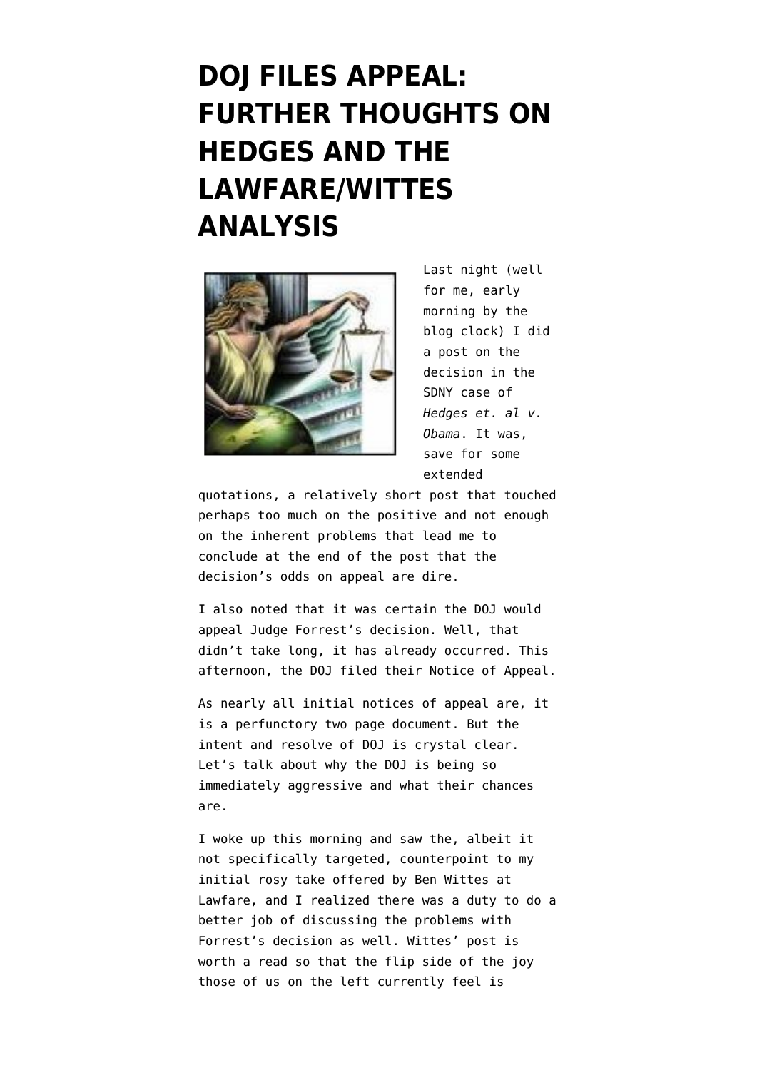# DOJ FILES APPEAL: FURTHER THOUGHTS ON HEDGES AND THE LAWFARE/WITTES ANALYSIS

Last night (well for me, early morning by the blog clock) I did a post on the decision in the SDNY case of *Hedges et. al v. Obama*. It was, save for some extended quotations, a relatively short post that touched perhaps too much on the positive and not enough on the inherent problems that lead me to conclude at the end of the post that the decision's odds on appeal are dire.

I also noted that it was certain the DOJ would appeal Judge Forrest's decision. Well, that didn't take long, it has already occurred. This afternoon, the DOJ filed their Notice of Appeal.

As nearly all initial notices of appeal are, it is a perfunctory two page document. But the intent and resolve of DOJ is crystal clear. Let's talk about why the DOJ is being so immediately aggressive and what their chances are.

I woke up this morning and saw the, albeit it not specifically targeted, counterpoint to my initial rosy take offered by Ben Wittes at Lawfare, and I realized there was a duty to do a better job of discussing the problems with Forrest's decision as well. Wittes' post is worth a read so that the flip side of the joy those of us on the left currently feel is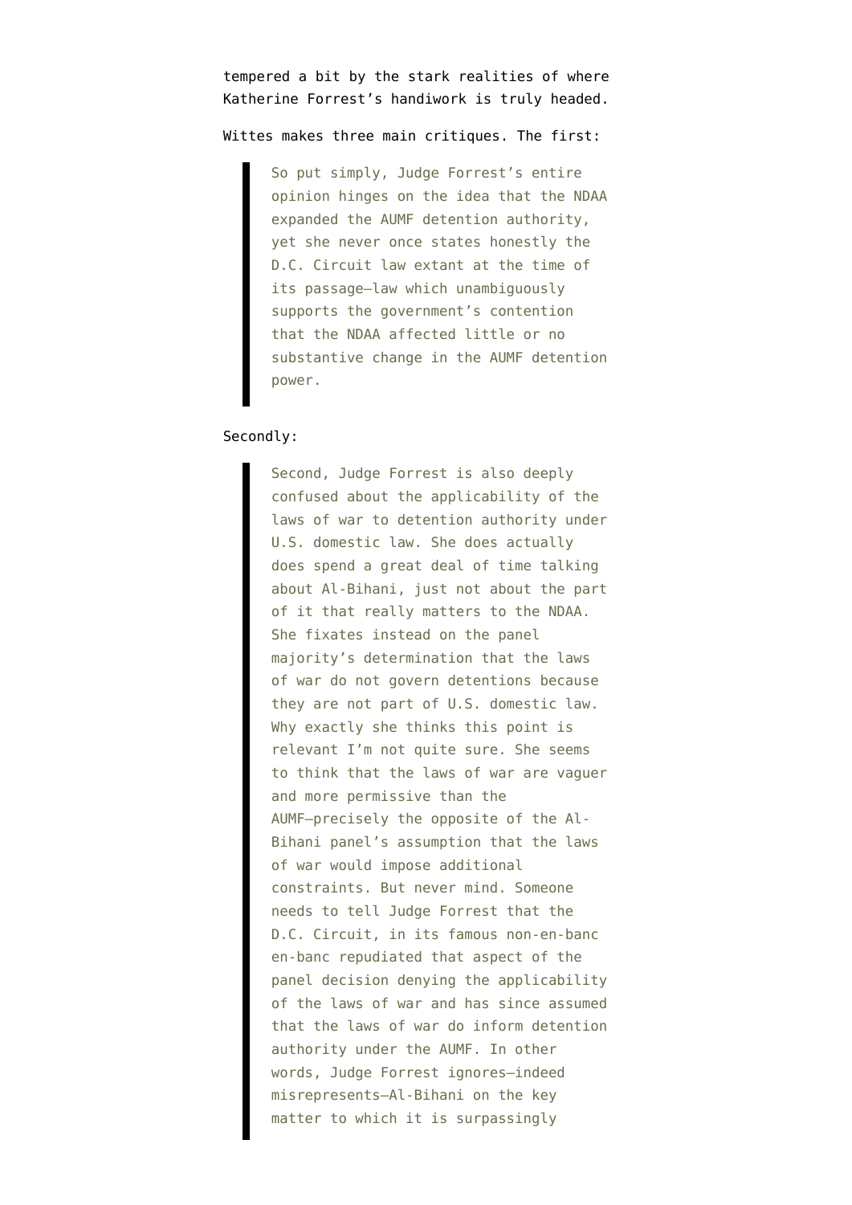tempered a bit by the stark realities of where Katherine Forrest's handiwork is truly headed.

Wittes makes three main critiques. The first:

> So put simply, Judge Forrest's entire opinion hinges on the idea that the NDAA expanded the AUMF detention authority, yet she never once states honestly the D.C. Circuit law extant at the time of its passage—law which unambiguously supports the government's contention that the NDAA affected little or no substantive change in the AUMF detention power.

Secondly:

> Second, Judge Forrest is also deeply confused about the applicability of the laws of war to detention authority under U.S. domestic law. She does actually does spend a great deal of time talking about Al-Bihani, just not about the part of it that really matters to the NDAA. She fixates instead on the panel majority's determination that the laws of war do not govern detentions because they are not part of U.S. domestic law. Why exactly she thinks this point is relevant I'm not quite sure. She seems to think that the laws of war are vaguer and more permissive than the AUMF—precisely the opposite of the Al-Bihani panel's assumption that the laws of war would impose additional constraints. But never mind. Someone needs to tell Judge Forrest that the D.C. Circuit, in its famous non-en-banc en-banc repudiated that aspect of the panel decision denying the applicability of the laws of war and has since assumed that the laws of war do inform detention authority under the AUMF. In other words, Judge Forrest ignores—indeed misrepresents—Al-Bihani on the key matter to which it is surpassingly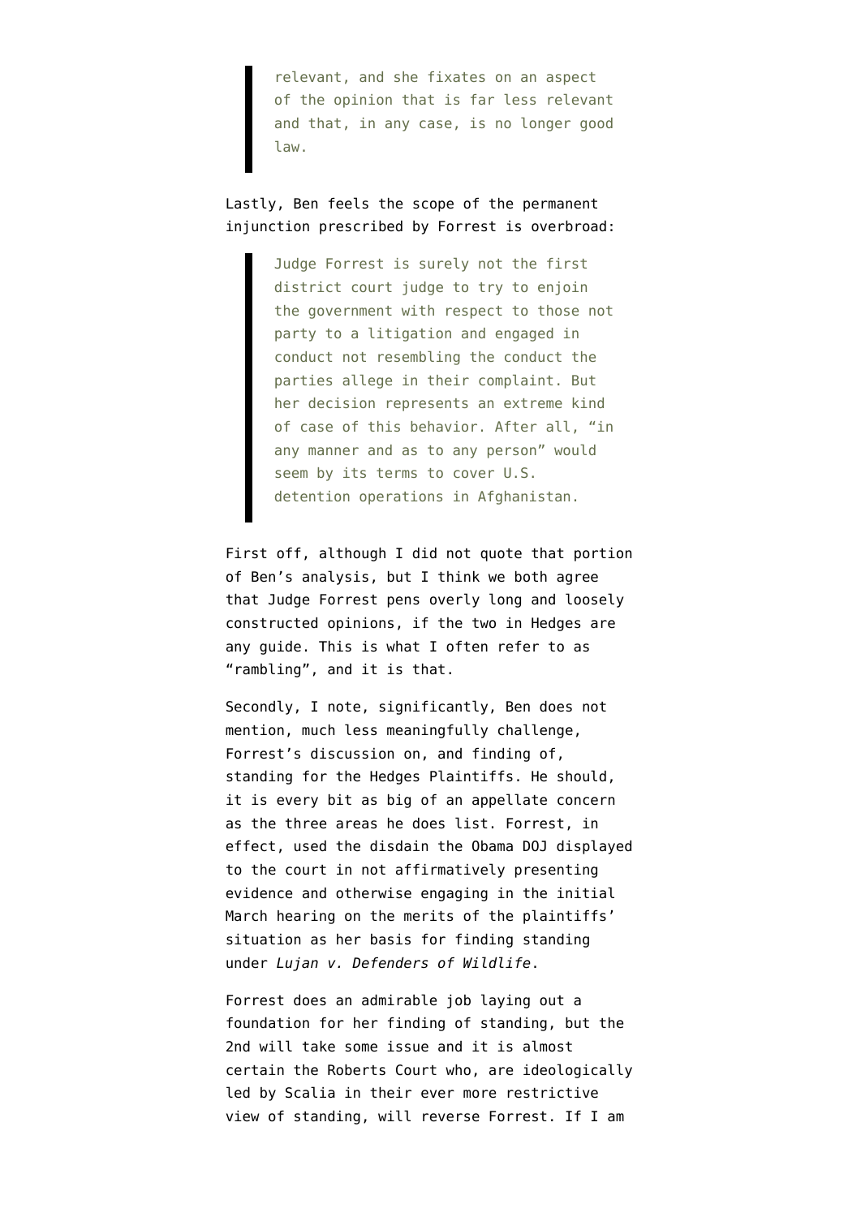> relevant, and she fixates on an aspect of the opinion that is far less relevant and that, in any case, is no longer good law.

Lastly, Ben feels the scope of the permanent injunction prescribed by Forrest is overbroad:

> Judge Forrest is surely not the first district court judge to try to enjoin the government with respect to those not party to a litigation and engaged in conduct not resembling the conduct the parties allege in their complaint. But her decision represents an extreme kind of case of this behavior. After all, "in any manner and as to any person" would seem by its terms to cover U.S. detention operations in Afghanistan.

First off, although I did not quote that portion of Ben's analysis, but I think we both agree that Judge Forrest pens overly long and loosely constructed opinions, if the two in Hedges are any guide. This is what I often refer to as "rambling", and it is that.

Secondly, I note, significantly, Ben does not mention, much less meaningfully challenge, Forrest's discussion on, and finding of, standing for the Hedges Plaintiffs. He should, it is every bit as big of an appellate concern as the three areas he does list. Forrest, in effect, used the disdain the Obama DOJ displayed to the court in not affirmatively presenting evidence and otherwise engaging in the initial March hearing on the merits of the plaintiffs' situation as her basis for finding standing under *Lujan v. Defenders of Wildlife*.

Forrest does an admirable job laying out a foundation for her finding of standing, but the 2nd will take some issue and it is almost certain the Roberts Court who, are ideologically led by Scalia in their ever more restrictive view of standing, will reverse Forrest. If I am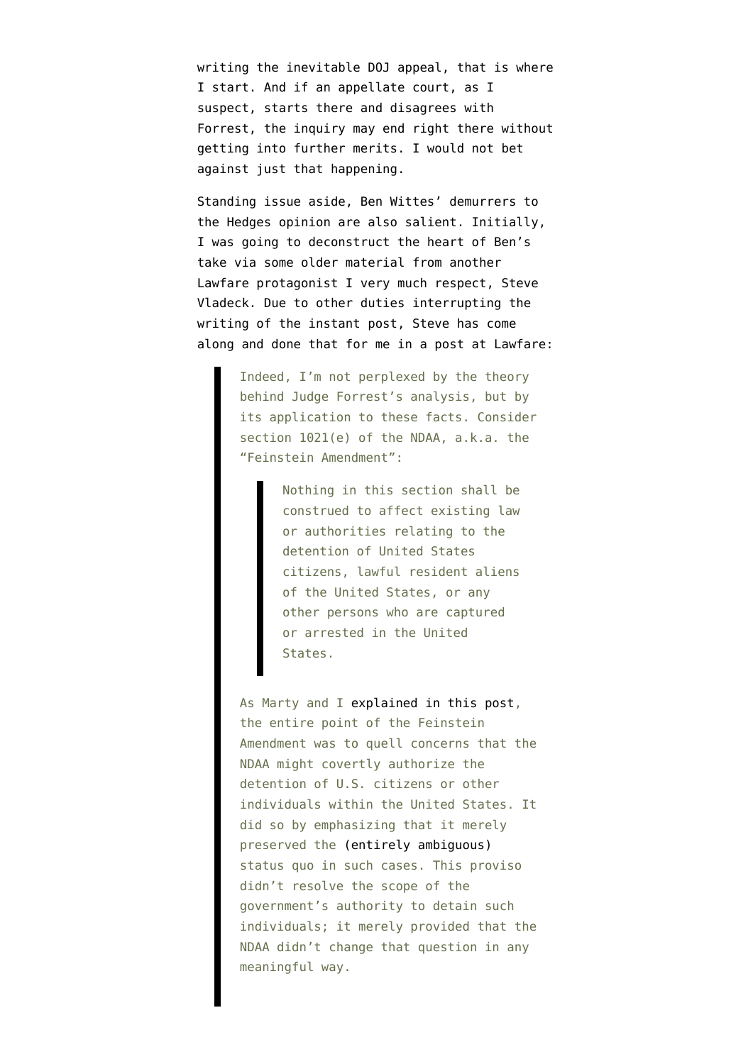writing the inevitable DOJ appeal, that is where I start. And if an appellate court, as I suspect, starts there and disagrees with Forrest, the inquiry may end right there without getting into further merits. I would not bet against just that happening.

Standing issue aside, Ben Wittes' demurrers to the Hedges opinion are also salient. Initially, I was going to deconstruct the heart of Ben's take via some older material from another Lawfare protagonist I very much respect, Steve Vladeck. Due to other duties interrupting the writing of the instant post, Steve has come along and done that for me in a post at Lawfare:

> Indeed, I'm not perplexed by the theory behind Judge Forrest's analysis, but by its application to these facts. Consider section 1021(e) of the NDAA, a.k.a. the "Feinstein Amendment":
>
> > Nothing in this section shall be construed to affect existing law or authorities relating to the detention of United States citizens, lawful resident aliens of the United States, or any other persons who are captured or arrested in the United States.
>
> As Marty and I explained in this post, the entire point of the Feinstein Amendment was to quell concerns that the NDAA might covertly authorize the detention of U.S. citizens or other individuals within the United States. It did so by emphasizing that it merely preserved the (entirely ambiguous) status quo in such cases. This proviso didn't resolve the scope of the government's authority to detain such individuals; it merely provided that the NDAA didn't change that question in any meaningful way.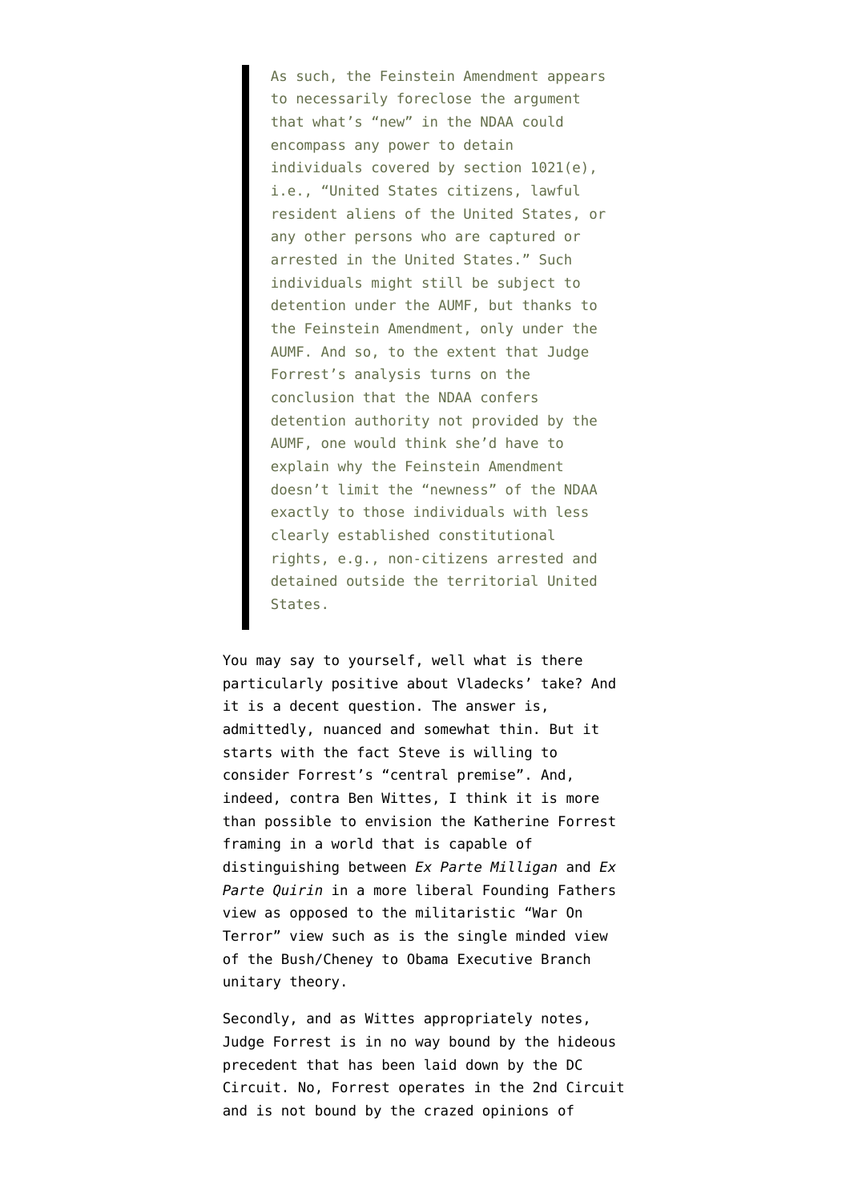> As such, the Feinstein Amendment appears to necessarily foreclose the argument that what's "new" in the NDAA could encompass any power to detain individuals covered by section 1021(e), i.e., "United States citizens, lawful resident aliens of the United States, or any other persons who are captured or arrested in the United States." Such individuals might still be subject to detention under the AUMF, but thanks to the Feinstein Amendment, only under the AUMF. And so, to the extent that Judge Forrest's analysis turns on the conclusion that the NDAA confers detention authority not provided by the AUMF, one would think she'd have to explain why the Feinstein Amendment doesn't limit the "newness" of the NDAA exactly to those individuals with less clearly established constitutional rights, e.g., non-citizens arrested and detained outside the territorial United States.

You may say to yourself, well what is there particularly positive about Vladecks' take? And it is a decent question. The answer is, admittedly, nuanced and somewhat thin. But it starts with the fact Steve is willing to consider Forrest's "central premise". And, indeed, contra Ben Wittes, I think it is more than possible to envision the Katherine Forrest framing in a world that is capable of distinguishing between *Ex Parte Milligan* and *Ex Parte Quirin* in a more liberal Founding Fathers view as opposed to the militaristic "War On Terror" view such as is the single minded view of the Bush/Cheney to Obama Executive Branch unitary theory.

Secondly, and as Wittes appropriately notes, Judge Forrest is in no way bound by the hideous precedent that has been laid down by the DC Circuit. No, Forrest operates in the 2nd Circuit and is not bound by the crazed opinions of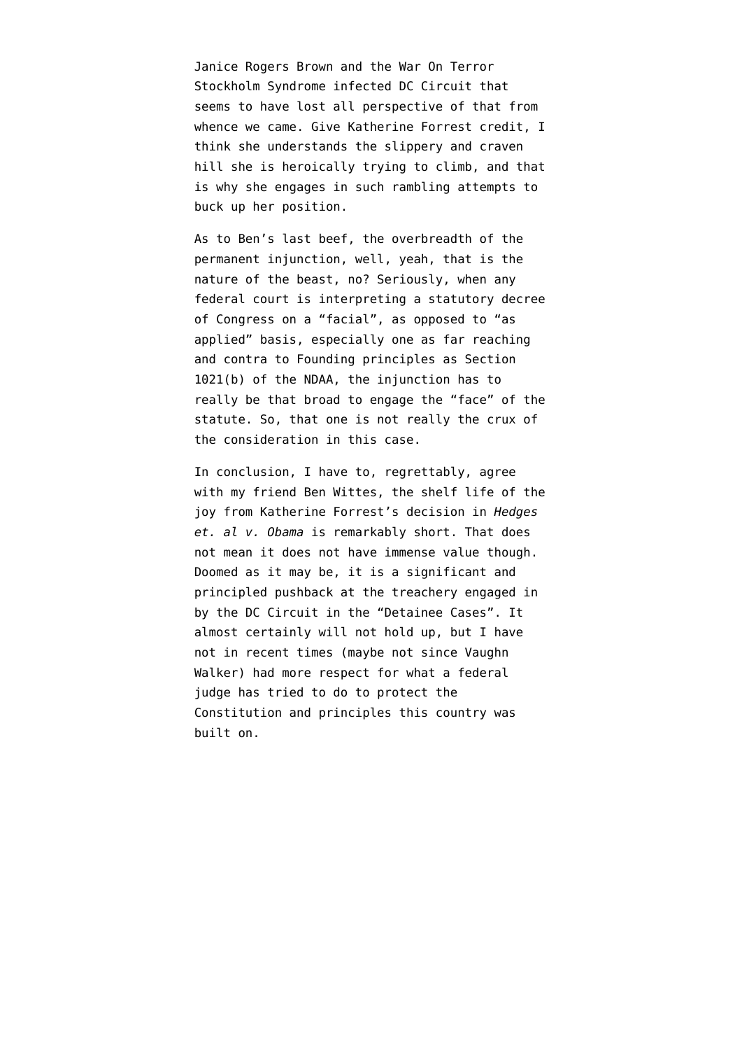Janice Rogers Brown and the War On Terror Stockholm Syndrome infected DC Circuit that seems to have lost all perspective of that from whence we came. Give Katherine Forrest credit, I think she understands the slippery and craven hill she is heroically trying to climb, and that is why she engages in such rambling attempts to buck up her position.

As to Ben's last beef, the overbreadth of the permanent injunction, well, yeah, that is the nature of the beast, no? Seriously, when any federal court is interpreting a statutory decree of Congress on a "facial", as opposed to "as applied" basis, especially one as far reaching and contra to Founding principles as Section 1021(b) of the NDAA, the injunction has to really be that broad to engage the "face" of the statute. So, that one is not really the crux of the consideration in this case.

In conclusion, I have to, regrettably, agree with my friend Ben Wittes, the shelf life of the joy from Katherine Forrest's decision in *Hedges et. al v. Obama* is remarkably short. That does not mean it does not have immense value though. Doomed as it may be, it is a significant and principled pushback at the treachery engaged in by the DC Circuit in the "Detainee Cases". It almost certainly will not hold up, but I have not in recent times (maybe not since Vaughn Walker) had more respect for what a federal judge has tried to do to protect the Constitution and principles this country was built on.